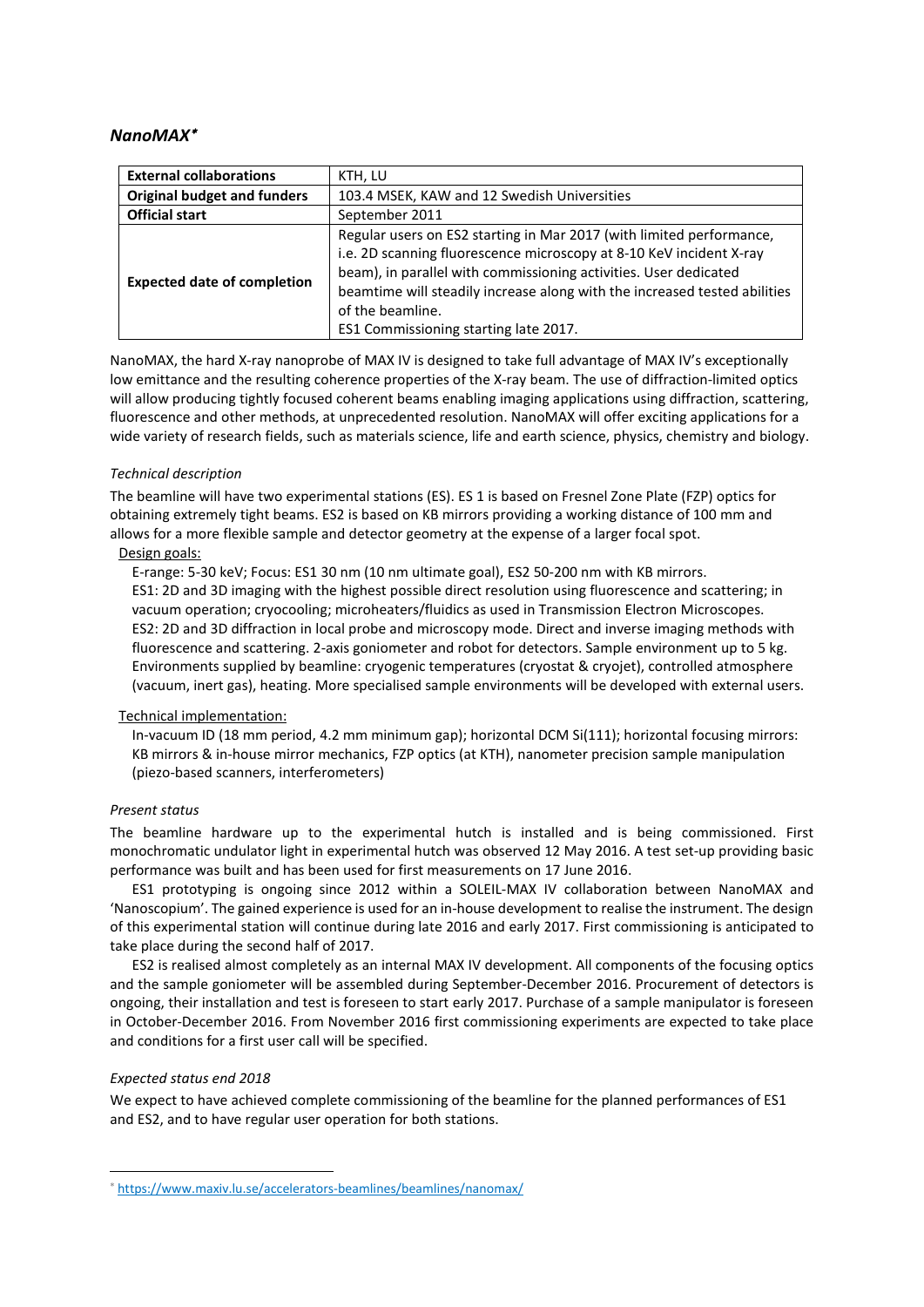## *NanoMAX*[*]

| **External collaborations** | KTH, LU |
|---|---|
| **Original budget and funders** | 103.4 MSEK, KAW and 12 Swedish Universities |
| **Official start** | September 2011 |
| **Expected date of completion** | Regular users on ES2 starting in Mar 2017 (with limited performance, i.e. 2D scanning fluorescence microscopy at 8-10 KeV incident X-ray beam), in parallel with commissioning activities. User dedicated beamtime will steadily increase along with the increased tested abilities of the beamline. ES1 Commissioning starting late 2017. |

NanoMAX, the hard X-ray nanoprobe of MAX IV is designed to take full advantage of MAX IV's exceptionally low emittance and the resulting coherence properties of the X-ray beam. The use of diffraction-limited optics will allow producing tightly focused coherent beams enabling imaging applications using diffraction, scattering, fluorescence and other methods, at unprecedented resolution. NanoMAX will offer exciting applications for a wide variety of research fields, such as materials science, life and earth science, physics, chemistry and biology.

*Technical description*

The beamline will have two experimental stations (ES). ES 1 is based on Fresnel Zone Plate (FZP) optics for obtaining extremely tight beams. ES2 is based on KB mirrors providing a working distance of 100 mm and allows for a more flexible sample and detector geometry at the expense of a larger focal spot.

Design goals:

E-range: 5-30 keV; Focus: ES1 30 nm (10 nm ultimate goal), ES2 50-200 nm with KB mirrors.
ES1: 2D and 3D imaging with the highest possible direct resolution using fluorescence and scattering; in vacuum operation; cryocooling; microheaters/fluidics as used in Transmission Electron Microscopes.
ES2: 2D and 3D diffraction in local probe and microscopy mode. Direct and inverse imaging methods with fluorescence and scattering. 2-axis goniometer and robot for detectors. Sample environment up to 5 kg. Environments supplied by beamline: cryogenic temperatures (cryostat & cryojet), controlled atmosphere (vacuum, inert gas), heating. More specialised sample environments will be developed with external users.

Technical implementation:

In-vacuum ID (18 mm period, 4.2 mm minimum gap); horizontal DCM Si(111); horizontal focusing mirrors: KB mirrors & in-house mirror mechanics, FZP optics (at KTH), nanometer precision sample manipulation (piezo-based scanners, interferometers)

*Present status*

The beamline hardware up to the experimental hutch is installed and is being commissioned. First monochromatic undulator light in experimental hutch was observed 12 May 2016. A test set-up providing basic performance was built and has been used for first measurements on 17 June 2016.

ES1 prototyping is ongoing since 2012 within a SOLEIL-MAX IV collaboration between NanoMAX and 'Nanoscopium'. The gained experience is used for an in-house development to realise the instrument. The design of this experimental station will continue during late 2016 and early 2017. First commissioning is anticipated to take place during the second half of 2017.

ES2 is realised almost completely as an internal MAX IV development. All components of the focusing optics and the sample goniometer will be assembled during September-December 2016. Procurement of detectors is ongoing, their installation and test is foreseen to start early 2017. Purchase of a sample manipulator is foreseen in October-December 2016. From November 2016 first commissioning experiments are expected to take place and conditions for a first user call will be specified.

*Expected status end 2018*

We expect to have achieved complete commissioning of the beamline for the planned performances of ES1 and ES2, and to have regular user operation for both stations.

---

[*] https://www.maxiv.lu.se/accelerators-beamlines/beamlines/nanomax/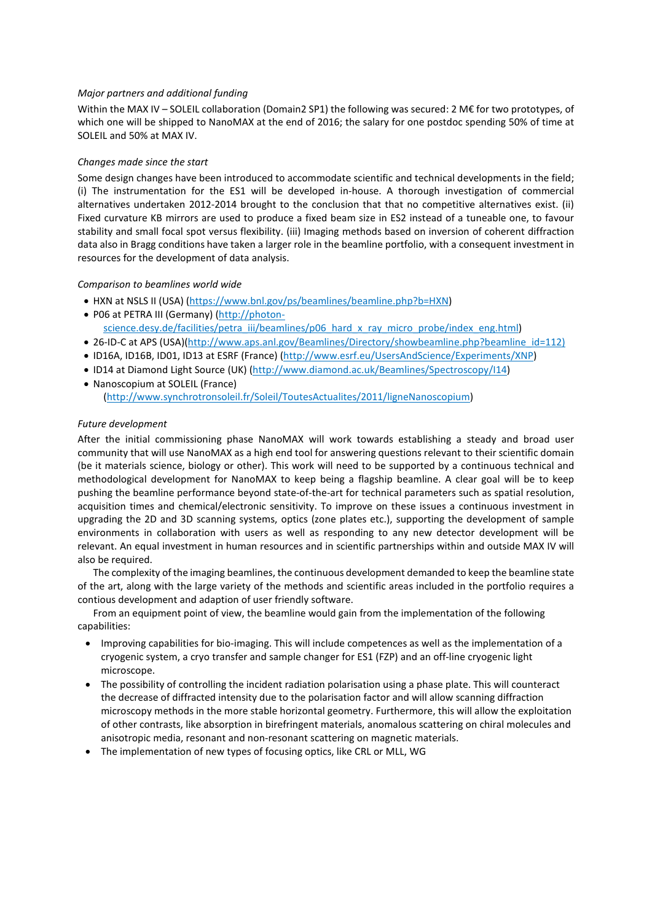*Major partners and additional funding*

Within the MAX IV – SOLEIL collaboration (Domain2 SP1) the following was secured: 2 M€ for two prototypes, of which one will be shipped to NanoMAX at the end of 2016; the salary for one postdoc spending 50% of time at SOLEIL and 50% at MAX IV.

*Changes made since the start*

Some design changes have been introduced to accommodate scientific and technical developments in the field; (i) The instrumentation for the ES1 will be developed in-house. A thorough investigation of commercial alternatives undertaken 2012-2014 brought to the conclusion that that no competitive alternatives exist. (ii) Fixed curvature KB mirrors are used to produce a fixed beam size in ES2 instead of a tuneable one, to favour stability and small focal spot versus flexibility. (iii) Imaging methods based on inversion of coherent diffraction data also in Bragg conditions have taken a larger role in the beamline portfolio, with a consequent investment in resources for the development of data analysis.

*Comparison to beamlines world wide*

- HXN at NSLS II (USA) (https://www.bnl.gov/ps/beamlines/beamline.php?b=HXN)
- P06 at PETRA III (Germany) (http://photon-science.desy.de/facilities/petra_iii/beamlines/p06_hard_x_ray_micro_probe/index_eng.html)
- 26-ID-C at APS (USA)(http://www.aps.anl.gov/Beamlines/Directory/showbeamline.php?beamline_id=112)
- ID16A, ID16B, ID01, ID13 at ESRF (France) (http://www.esrf.eu/UsersAndScience/Experiments/XNP)
- ID14 at Diamond Light Source (UK) (http://www.diamond.ac.uk/Beamlines/Spectroscopy/I14)
- Nanoscopium at SOLEIL (France) (http://www.synchrotronsoleil.fr/Soleil/ToutesActualites/2011/ligneNanoscopium)

*Future development*

After the initial commissioning phase NanoMAX will work towards establishing a steady and broad user community that will use NanoMAX as a high end tool for answering questions relevant to their scientific domain (be it materials science, biology or other). This work will need to be supported by a continuous technical and methodological development for NanoMAX to keep being a flagship beamline. A clear goal will be to keep pushing the beamline performance beyond state-of-the-art for technical parameters such as spatial resolution, acquisition times and chemical/electronic sensitivity. To improve on these issues a continuous investment in upgrading the 2D and 3D scanning systems, optics (zone plates etc.), supporting the development of sample environments in collaboration with users as well as responding to any new detector development will be relevant. An equal investment in human resources and in scientific partnerships within and outside MAX IV will also be required.

The complexity of the imaging beamlines, the continuous development demanded to keep the beamline state of the art, along with the large variety of the methods and scientific areas included in the portfolio requires a contious development and adaption of user friendly software.

From an equipment point of view, the beamline would gain from the implementation of the following capabilities:

- Improving capabilities for bio-imaging. This will include competences as well as the implementation of a cryogenic system, a cryo transfer and sample changer for ES1 (FZP) and an off-line cryogenic light microscope.
- The possibility of controlling the incident radiation polarisation using a phase plate. This will counteract the decrease of diffracted intensity due to the polarisation factor and will allow scanning diffraction microscopy methods in the more stable horizontal geometry. Furthermore, this will allow the exploitation of other contrasts, like absorption in birefringent materials, anomalous scattering on chiral molecules and anisotropic media, resonant and non-resonant scattering on magnetic materials.
- The implementation of new types of focusing optics, like CRL or MLL, WG